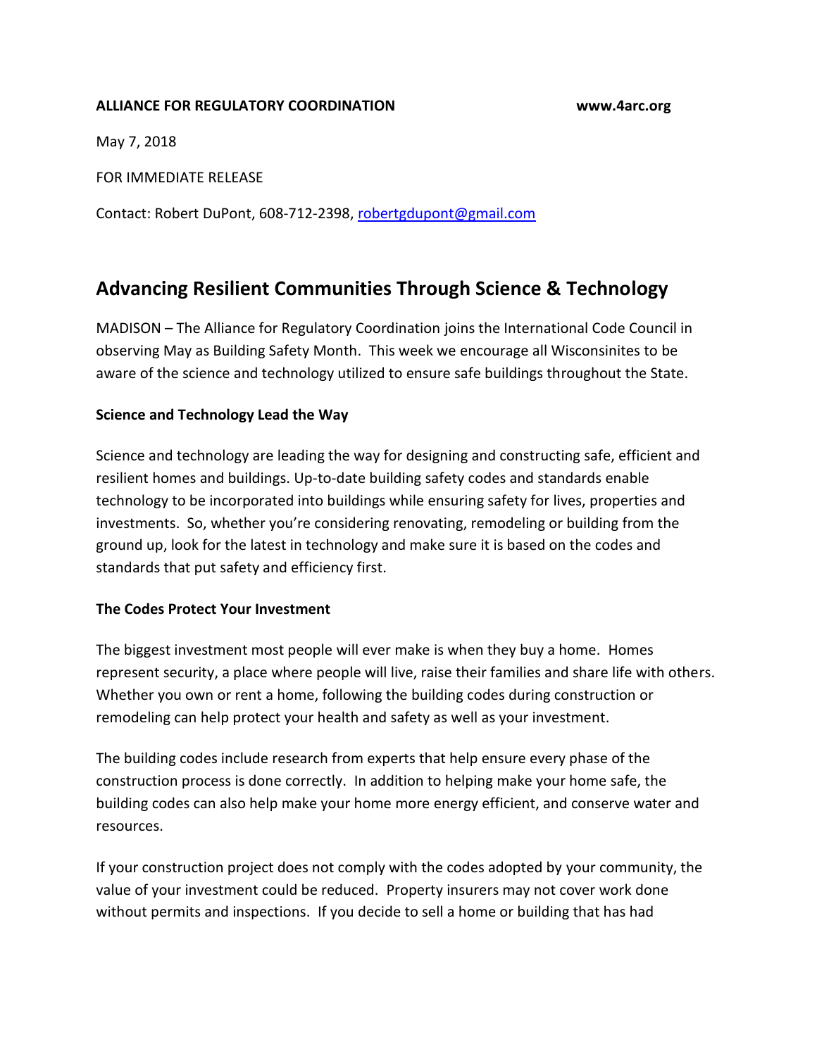**ALLIANCE FOR REGULATORY COORDINATION** **www.4arc.org**

May 7, 2018

FOR IMMEDIATE RELEASE

Contact: Robert DuPont, 608-712-2398, robertgdupont@gmail.com

## Advancing Resilient Communities Through Science & Technology

MADISON – The Alliance for Regulatory Coordination joins the International Code Council in observing May as Building Safety Month. This week we encourage all Wisconsinites to be aware of the science and technology utilized to ensure safe buildings throughout the State.

**Science and Technology Lead the Way**

Science and technology are leading the way for designing and constructing safe, efficient and resilient homes and buildings. Up-to-date building safety codes and standards enable technology to be incorporated into buildings while ensuring safety for lives, properties and investments. So, whether you're considering renovating, remodeling or building from the ground up, look for the latest in technology and make sure it is based on the codes and standards that put safety and efficiency first.

**The Codes Protect Your Investment**

The biggest investment most people will ever make is when they buy a home. Homes represent security, a place where people will live, raise their families and share life with others. Whether you own or rent a home, following the building codes during construction or remodeling can help protect your health and safety as well as your investment.

The building codes include research from experts that help ensure every phase of the construction process is done correctly. In addition to helping make your home safe, the building codes can also help make your home more energy efficient, and conserve water and resources.

If your construction project does not comply with the codes adopted by your community, the value of your investment could be reduced. Property insurers may not cover work done without permits and inspections. If you decide to sell a home or building that has had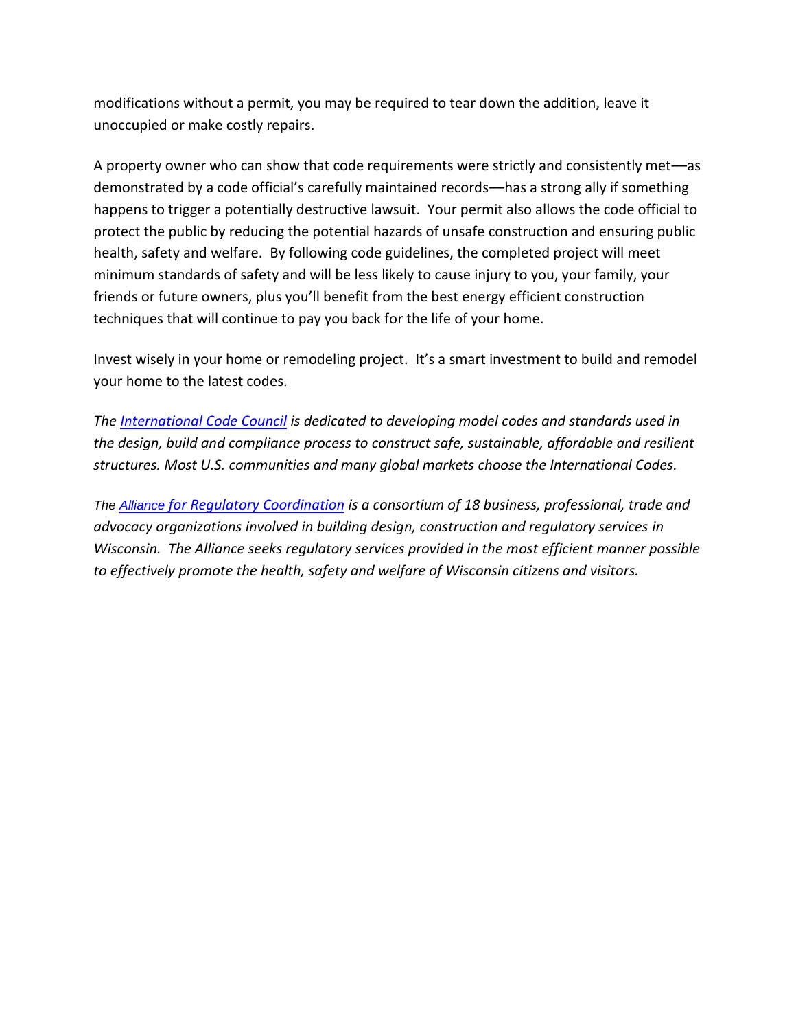modifications without a permit, you may be required to tear down the addition, leave it unoccupied or make costly repairs.

A property owner who can show that code requirements were strictly and consistently met—as demonstrated by a code official's carefully maintained records—has a strong ally if something happens to trigger a potentially destructive lawsuit. Your permit also allows the code official to protect the public by reducing the potential hazards of unsafe construction and ensuring public health, safety and welfare. By following code guidelines, the completed project will meet minimum standards of safety and will be less likely to cause injury to you, your family, your friends or future owners, plus you'll benefit from the best energy efficient construction techniques that will continue to pay you back for the life of your home.

Invest wisely in your home or remodeling project. It's a smart investment to build and remodel your home to the latest codes.

*The International Code Council is dedicated to developing model codes and standards used in the design, build and compliance process to construct safe, sustainable, affordable and resilient structures. Most U.S. communities and many global markets choose the International Codes.*

*The Alliance for Regulatory Coordination is a consortium of 18 business, professional, trade and advocacy organizations involved in building design, construction and regulatory services in Wisconsin. The Alliance seeks regulatory services provided in the most efficient manner possible to effectively promote the health, safety and welfare of Wisconsin citizens and visitors.*